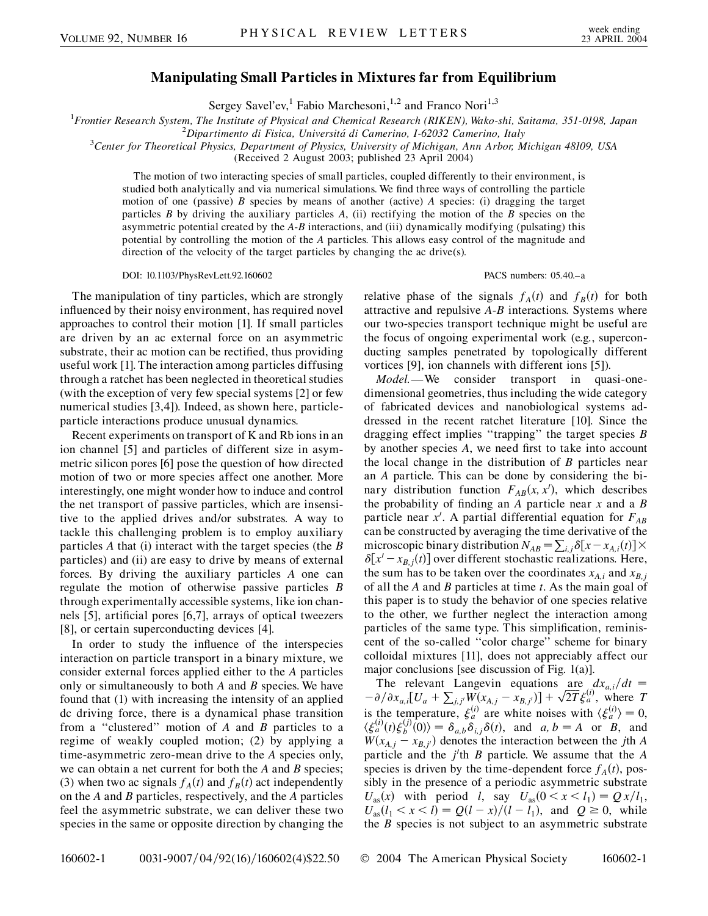# Manipulating Small Particles in Mixtures far from Equilibrium

Sergey Savel'ev,[1] Fabio Marchesoni,[1,2] and Franco Nori[1,3]

[1]*Frontier Research System, The Institute of Physical and Chemical Research (RIKEN), Wako-shi, Saitama, 351-0198, Japan*
[2]*Dipartimento di Fisica, Universitá di Camerino, I-62032 Camerino, Italy*
[3]*Center for Theoretical Physics, Department of Physics, University of Michigan, Ann Arbor, Michigan 48109, USA*
(Received 2 August 2003; published 23 April 2004)

The motion of two interacting species of small particles, coupled differently to their environment, is studied both analytically and via numerical simulations. We find three ways of controlling the particle motion of one (passive) $B$ species by means of another (active) $A$ species: (i) dragging the target particles $B$ by driving the auxiliary particles $A$, (ii) rectifying the motion of the $B$ species on the asymmetric potential created by the $A$-$B$ interactions, and (iii) dynamically modifying (pulsating) this potential by controlling the motion of the $A$ particles. This allows easy control of the magnitude and direction of the velocity of the target particles by changing the ac drive(s).

DOI: 10.1103/PhysRevLett.92.160602 PACS numbers: 05.40.–a

The manipulation of tiny particles, which are strongly influenced by their noisy environment, has required novel approaches to control their motion [1]. If small particles are driven by an ac external force on an asymmetric substrate, their ac motion can be rectified, thus providing useful work [1]. The interaction among particles diffusing through a ratchet has been neglected in theoretical studies (with the exception of very few special systems [2] or few numerical studies [3,4]). Indeed, as shown here, particle-particle interactions produce unusual dynamics.

Recent experiments on transport of K and Rb ions in an ion channel [5] and particles of different size in asymmetric silicon pores [6] pose the question of how directed motion of two or more species affect one another. More interestingly, one might wonder how to induce and control the net transport of passive particles, which are insensitive to the applied drives and/or substrates. A way to tackle this challenging problem is to employ auxiliary particles $A$ that (i) interact with the target species (the $B$ particles) and (ii) are easy to drive by means of external forces. By driving the auxiliary particles $A$ one can regulate the motion of otherwise passive particles $B$ through experimentally accessible systems, like ion channels [5], artificial pores [6,7], arrays of optical tweezers [8], or certain superconducting devices [4].

In order to study the influence of the interspecies interaction on particle transport in a binary mixture, we consider external forces applied either to the $A$ particles only or simultaneously to both $A$ and $B$ species. We have found that (1) with increasing the intensity of an applied dc driving force, there is a dynamical phase transition from a "clustered" motion of $A$ and $B$ particles to a regime of weakly coupled motion; (2) by applying a time-asymmetric zero-mean drive to the $A$ species only, we can obtain a net current for both the $A$ and $B$ species; (3) when two ac signals $f_A(t)$ and $f_B(t)$ act independently on the $A$ and $B$ particles, respectively, and the $A$ particles feel the asymmetric substrate, we can deliver these two species in the same or opposite direction by changing the relative phase of the signals $f_A(t)$ and $f_B(t)$ for both attractive and repulsive $A$-$B$ interactions. Systems where our two-species transport technique might be useful are the focus of ongoing experimental work (e.g., superconducting samples penetrated by topologically different vortices [9], ion channels with different ions [5]).

*Model.*—We consider transport in quasi-one-dimensional geometries, thus including the wide category of fabricated devices and nanobiological systems addressed in the recent ratchet literature [10]. Since the dragging effect implies "trapping" the target species $B$ by another species $A$, we need first to take into account the local change in the distribution of $B$ particles near an $A$ particle. This can be done by considering the binary distribution function $F_{AB}(x, x')$, which describes the probability of finding an $A$ particle near $x$ and a $B$ particle near $x'$. A partial differential equation for $F_{AB}$ can be constructed by averaging the time derivative of the microscopic binary distribution $N_{AB} = \sum_{i,j} \delta[x - x_{A,i}(t)] \times \delta[x' - x_{B,j}(t)]$ over different stochastic realizations. Here, the sum has to be taken over the coordinates $x_{A,i}$ and $x_{B,j}$ of all the $A$ and $B$ particles at time $t$. As the main goal of this paper is to study the behavior of one species relative to the other, we further neglect the interaction among particles of the same type. This simplification, reminiscent of the so-called "color charge" scheme for binary colloidal mixtures [11], does not appreciably affect our major conclusions [see discussion of Fig. 1(a)].

The relevant Langevin equations are $dx_{a,i}/dt = -\partial/\partial x_{a,i}[U_a + \sum_{j,j'} W(x_{A,j} - x_{B,j'})] + \sqrt{2T}\xi_a^{(i)}$, where $T$ is the temperature, $\xi_a^{(i)}$ are white noises with $\langle \xi_a^{(i)} \rangle = 0$, $\langle \xi_a^{(i)}(t)\xi_b^{(j)}(0) \rangle = \delta_{a,b}\delta_{i,j}\delta(t)$, and $a, b = A$ or $B$, and $W(x_{A,j} - x_{B,j'})$ denotes the interaction between the $j$th $A$ particle and the $j'$th $B$ particle. We assume that the $A$ species is driven by the time-dependent force $f_A(t)$, possibly in the presence of a periodic asymmetric substrate $U_{as}(x)$ with period $l$, say $U_{as}(0 < x < l_1) = Qx/l_1$, $U_{as}(l_1 < x < l) = Q(l - x)/(l - l_1)$, and $Q \geq 0$, while the $B$ species is not subject to an asymmetric substrate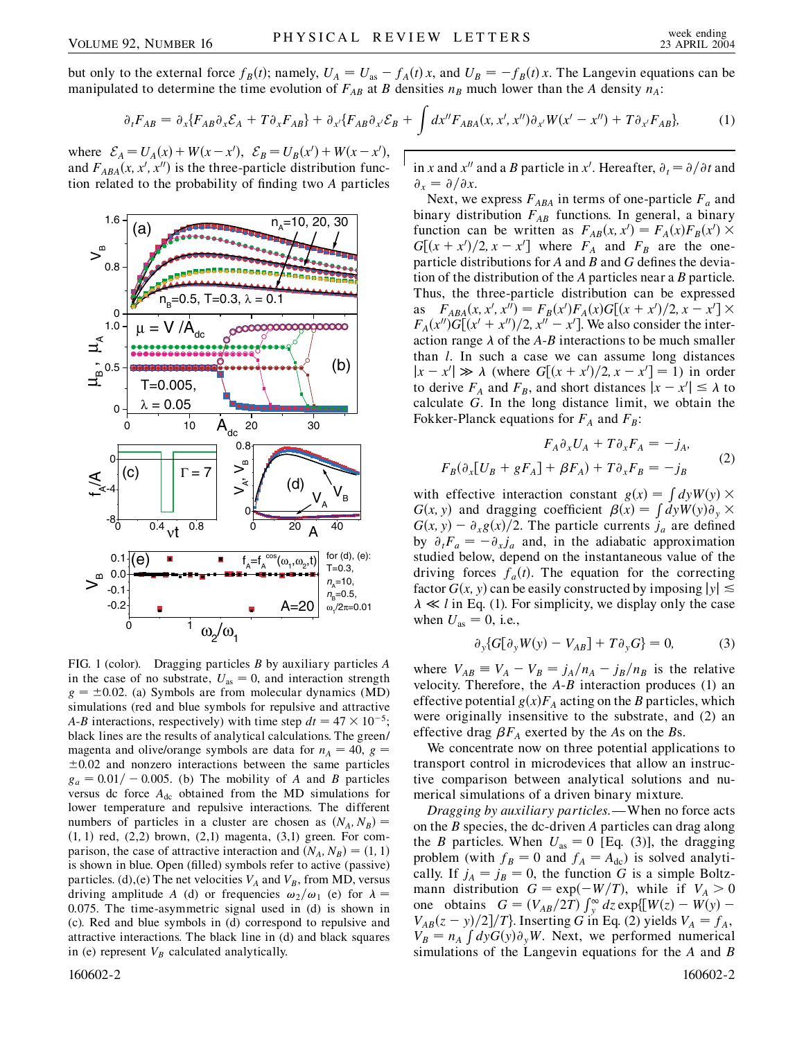but only to the external force $f_B(t)$; namely, $U_A = U_{as} - f_A(t)\,x$, and $U_B = -f_B(t)\,x$. The Langevin equations can be manipulated to determine the time evolution of $F_{AB}$ at $B$ densities $n_B$ much lower than the $A$ density $n_A$:

$$\partial_t F_{AB} = \partial_x\{F_{AB}\partial_x \mathcal{E}_A + T\partial_x F_{AB}\} + \partial_{x'}\{F_{AB}\partial_{x'}\mathcal{E}_B + \int dx'' F_{ABA}(x, x', x'')\partial_{x'} W(x' - x'') + T\partial_{x'} F_{AB}\}, \tag{1}$$

where $\mathcal{E}_A = U_A(x) + W(x - x')$, $\mathcal{E}_B = U_B(x') + W(x - x')$, and $F_{ABA}(x, x', x'')$ is the three-particle distribution function related to the probability of finding two $A$ particles in $x$ and $x''$ and a $B$ particle in $x'$. Hereafter, $\partial_t = \partial/\partial t$ and $\partial_x = \partial/\partial x$.

FIG. 1 (color). Dragging particles $B$ by auxiliary particles $A$ in the case of no substrate, $U_{as} = 0$, and interaction strength $g = \pm 0.02$. (a) Symbols are from molecular dynamics (MD) simulations (red and blue symbols for repulsive and attractive $A$-$B$ interactions, respectively) with time step $dt = 47 \times 10^{-5}$; black lines are the results of analytical calculations. The green/magenta and olive/orange symbols are data for $n_A = 40$, $g = \pm 0.02$ and nonzero interactions between the same particles $g_a = 0.01/-0.005$. (b) The mobility of $A$ and $B$ particles versus dc force $A_{dc}$ obtained from the MD simulations for lower temperature and repulsive interactions. The different numbers of particles in a cluster are chosen as $(N_A, N_B) = (1, 1)$ red, (2,2) brown, (2,1) magenta, (3,1) green. For comparison, the case of attractive interaction and $(N_A, N_B) = (1, 1)$ is shown in blue. Open (filled) symbols refer to active (passive) particles. (d),(e) The net velocities $V_A$ and $V_B$, from MD, versus driving amplitude $A$ (d) or frequencies $\omega_2/\omega_1$ (e) for $\lambda = 0.075$. The time-asymmetric signal used in (d) is shown in (c). Red and blue symbols in (d) correspond to repulsive and attractive interactions. The black line in (d) and black squares in (e) represent $V_B$ calculated analytically.

Next, we express $F_{ABA}$ in terms of one-particle $F_a$ and binary distribution $F_{AB}$ functions. In general, a binary function can be written as $F_{AB}(x, x') = F_A(x)F_B(x') \times G[(x + x')/2, x - x']$ where $F_A$ and $F_B$ are the one-particle distributions for $A$ and $B$ and $G$ defines the deviation of the distribution of the $A$ particles near a $B$ particle. Thus, the three-particle distribution can be expressed as $F_{ABA}(x, x', x'') = F_B(x')F_A(x)G[(x + x')/2, x - x'] \times F_A(x'')G[(x' + x'')/2, x'' - x']$. We also consider the interaction range $\lambda$ of the $A$-$B$ interactions to be much smaller than $l$. In such a case we can assume long distances $|x - x'| \gg \lambda$ (where $G[(x + x')/2, x - x'] = 1$) in order to derive $F_A$ and $F_B$, and short distances $|x - x'| \leq \lambda$ to calculate $G$. In the long distance limit, we obtain the Fokker-Planck equations for $F_A$ and $F_B$:

$$\begin{aligned} F_A\partial_x U_A + T\partial_x F_A &= -j_A, \\ F_B(\partial_x[U_B + gF_A] + \beta F_A) + T\partial_x F_B &= -j_B \end{aligned} \tag{2}$$

with effective interaction constant $g(x) = \int dy W(y) \times G(x, y)$ and dragging coefficient $\beta(x) = \int dy W(y)\partial_y \times G(x, y) - \partial_x g(x)/2$. The particle currents $j_a$ are defined by $\partial_t F_a = -\partial_x j_a$ and, in the adiabatic approximation studied below, depend on the instantaneous value of the driving forces $f_a(t)$. The equation for the correcting factor $G(x, y)$ can be easily constructed by imposing $|y| \lesssim \lambda \ll l$ in Eq. (1). For simplicity, we display only the case when $U_{as} = 0$, i.e.,

$$\partial_y\{G[\partial_y W(y) - V_{AB}] + T\partial_y G\} = 0, \tag{3}$$

where $V_{AB} \equiv V_A - V_B = j_A/n_A - j_B/n_B$ is the relative velocity. Therefore, the $A$-$B$ interaction produces (1) an effective potential $g(x)F_A$ acting on the $B$ particles, which were originally insensitive to the substrate, and (2) an effective drag $\beta F_A$ exerted by the $A$s on the $B$s.

We concentrate now on three potential applications to transport control in microdevices that allow an instructive comparison between analytical solutions and numerical simulations of a driven binary mixture.

*Dragging by auxiliary particles.*—When no force acts on the $B$ species, the dc-driven $A$ particles can drag along the $B$ particles. When $U_{as} = 0$ [Eq. (3)], the dragging problem (with $f_B = 0$ and $f_A = A_{dc}$) is solved analytically. If $j_A = j_B = 0$, the function $G$ is a simple Boltzmann distribution $G = \exp(-W/T)$, while if $V_A > 0$ one obtains $G = (V_{AB}/2T)\int_y^\infty dz \exp\{[W(z) - W(y) - V_{AB}(z - y)/2]/T\}$. Inserting $G$ in Eq. (2) yields $V_A = f_A$, $V_B = n_A \int dy G(y)\partial_y W$. Next, we performed numerical simulations of the Langevin equations for the $A$ and $B$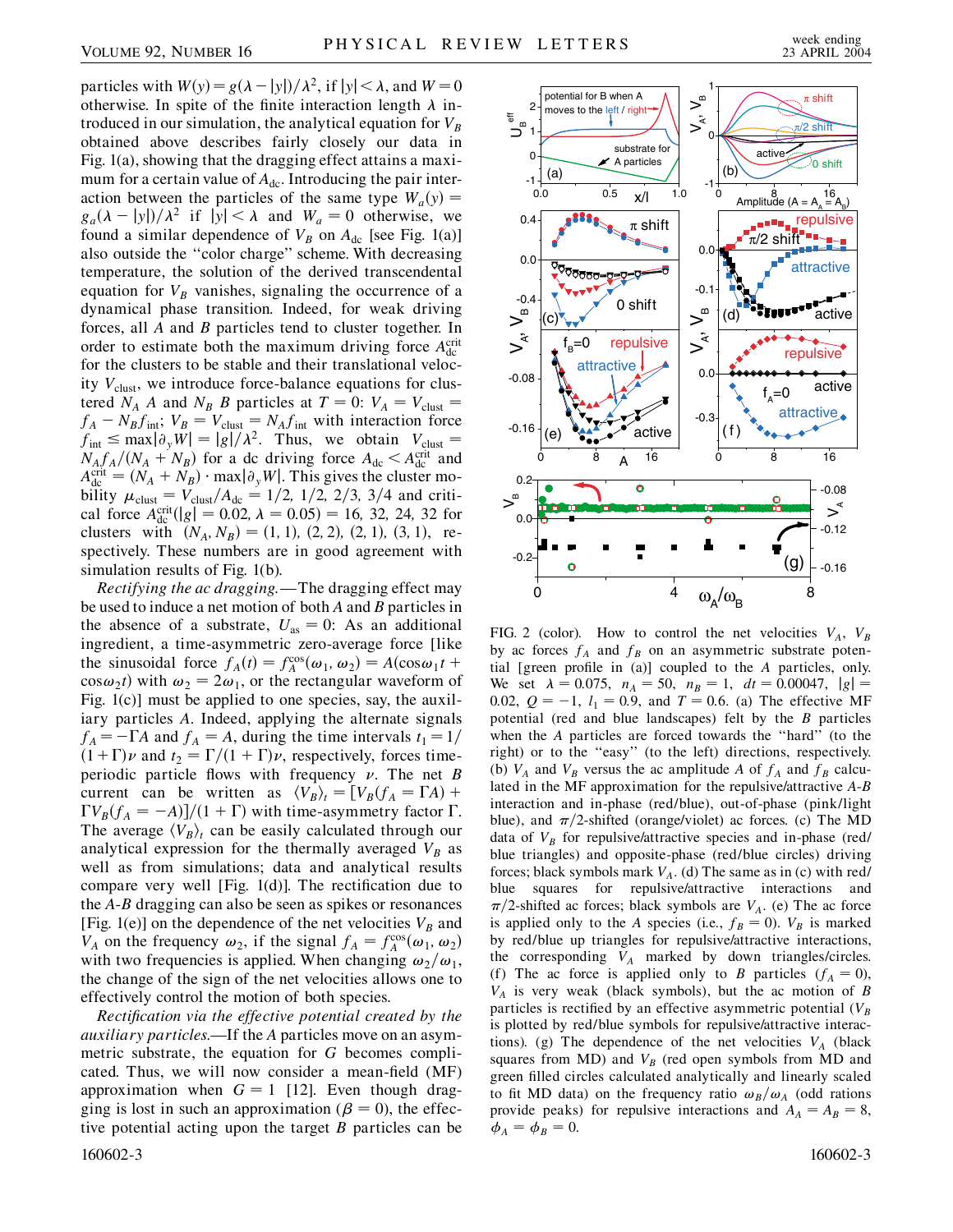particles with $W(y) = g(\lambda - |y|)/\lambda^2$, if $|y| < \lambda$, and $W = 0$ otherwise. In spite of the finite interaction length $\lambda$ introduced in our simulation, the analytical equation for $V_B$ obtained above describes fairly closely our data in Fig. 1(a), showing that the dragging effect attains a maximum for a certain value of $A_{dc}$. Introducing the pair interaction between the particles of the same type $W_a(y) = g_a(\lambda - |y|)/\lambda^2$ if $|y| < \lambda$ and $W_a = 0$ otherwise, we found a similar dependence of $V_B$ on $A_{dc}$ [see Fig. 1(a)] also outside the "color charge" scheme. With decreasing temperature, the solution of the derived transcendental equation for $V_B$ vanishes, signaling the occurrence of a dynamical phase transition. Indeed, for weak driving forces, all $A$ and $B$ particles tend to cluster together. In order to estimate both the maximum driving force $A_{dc}^{crit}$ for the clusters to be stable and their translational velocity $V_{clust}$, we introduce force-balance equations for clustered $N_A$ $A$ and $N_B$ $B$ particles at $T = 0$: $V_A = V_{clust} = f_A - N_B f_{int}$; $V_B = V_{clust} = N_A f_{int}$ with interaction force $f_{int} \leq \max|\partial_y W| = |g|/\lambda^2$. Thus, we obtain $V_{clust} = N_A f_A/(N_A + N_B)$ for a dc driving force $A_{dc} < A_{dc}^{crit}$ and $A_{dc}^{crit} = (N_A + N_B) \cdot \max|\partial_y W|$. This gives the cluster mobility $\mu_{clust} = V_{clust}/A_{dc} = 1/2,\ 1/2,\ 2/3,\ 3/4$ and critical force $A_{dc}^{crit}(|g| = 0.02,\ \lambda = 0.05) = 16,\ 32,\ 24,\ 32$ for clusters with $(N_A, N_B) = (1, 1),\ (2, 2),\ (2, 1),\ (3, 1)$, respectively. These numbers are in good agreement with simulation results of Fig. 1(b).

*Rectifying the ac dragging.*—The dragging effect may be used to induce a net motion of both $A$ and $B$ particles in the absence of a substrate, $U_{as} = 0$: As an additional ingredient, a time-asymmetric zero-average force [like the sinusoidal force $f_A(t) = f_A^{cos}(\omega_1, \omega_2) = A(\cos\omega_1 t + \cos\omega_2 t)$ with $\omega_2 = 2\omega_1$, or the rectangular waveform of Fig. 1(c)] must be applied to one species, say, the auxiliary particles $A$. Indeed, applying the alternate signals $f_A = -\Gamma A$ and $f_A = A$, during the time intervals $t_1 = 1/(1 + \Gamma)\nu$ and $t_2 = \Gamma/(1 + \Gamma)\nu$, respectively, forces time-periodic particle flows with frequency $\nu$. The net $B$ current can be written as $\langle V_B \rangle_t = [V_B(f_A = \Gamma A) + \Gamma V_B(f_A = -A)]/(1 + \Gamma)$ with time-asymmetry factor $\Gamma$. The average $\langle V_B \rangle_t$ can be easily calculated through our analytical expression for the thermally averaged $V_B$ as well as from simulations; data and analytical results compare very well [Fig. 1(d)]. The rectification due to the $A$-$B$ dragging can also be seen as spikes or resonances [Fig. 1(e)] on the dependence of the net velocities $V_B$ and $V_A$ on the frequency $\omega_2$, if the signal $f_A = f_A^{cos}(\omega_1, \omega_2)$ with two frequencies is applied. When changing $\omega_2/\omega_1$, the change of the sign of the net velocities allows one to effectively control the motion of both species.

*Rectification via the effective potential created by the auxiliary particles.*—If the $A$ particles move on an asymmetric substrate, the equation for $G$ becomes complicated. Thus, we will now consider a mean-field (MF) approximation when $G = 1$ [12]. Even though dragging is lost in such an approximation ($\beta = 0$), the effective potential acting upon the target $B$ particles can be

FIG. 2 (color). How to control the net velocities $V_A$, $V_B$ by ac forces $f_A$ and $f_B$ on an asymmetric substrate potential [green profile in (a)] coupled to the $A$ particles, only. We set $\lambda = 0.075$, $n_A = 50$, $n_B = 1$, $dt = 0.00047$, $|g| = 0.02$, $Q = -1$, $l_1 = 0.9$, and $T = 0.6$. (a) The effective MF potential (red and blue landscapes) felt by the $B$ particles when the $A$ particles are forced towards the "hard" (to the right) or to the "easy" (to the left) directions, respectively. (b) $V_A$ and $V_B$ versus the ac amplitude $A$ of $f_A$ and $f_B$ calculated in the MF approximation for the repulsive/attractive $A$-$B$ interaction and in-phase (red/blue), out-of-phase (pink/light blue), and $\pi/2$-shifted (orange/violet) ac forces. (c) The MD data of $V_B$ for repulsive/attractive species and in-phase (red/blue triangles) and opposite-phase (red/blue circles) driving forces; black symbols mark $V_A$. (d) The same as in (c) with red/blue squares for repulsive/attractive interactions and $\pi/2$-shifted ac forces; black symbols are $V_A$. (e) The ac force is applied only to the $A$ species (i.e., $f_B = 0$). $V_B$ is marked by red/blue up triangles for repulsive/attractive interactions, the corresponding $V_A$ marked by down triangles/circles. (f) The ac force is applied only to $B$ particles ($f_A = 0$), $V_A$ is very weak (black symbols), but the ac motion of $B$ particles is rectified by an effective asymmetric potential ($V_B$ is plotted by red/blue symbols for repulsive/attractive interactions). (g) The dependence of the net velocities $V_A$ (black squares from MD) and $V_B$ (red open symbols from MD and green filled circles calculated analytically and linearly scaled to fit MD data) on the frequency ratio $\omega_B/\omega_A$ (odd rations provide peaks) for repulsive interactions and $A_A = A_B = 8$, $\phi_A = \phi_B = 0$.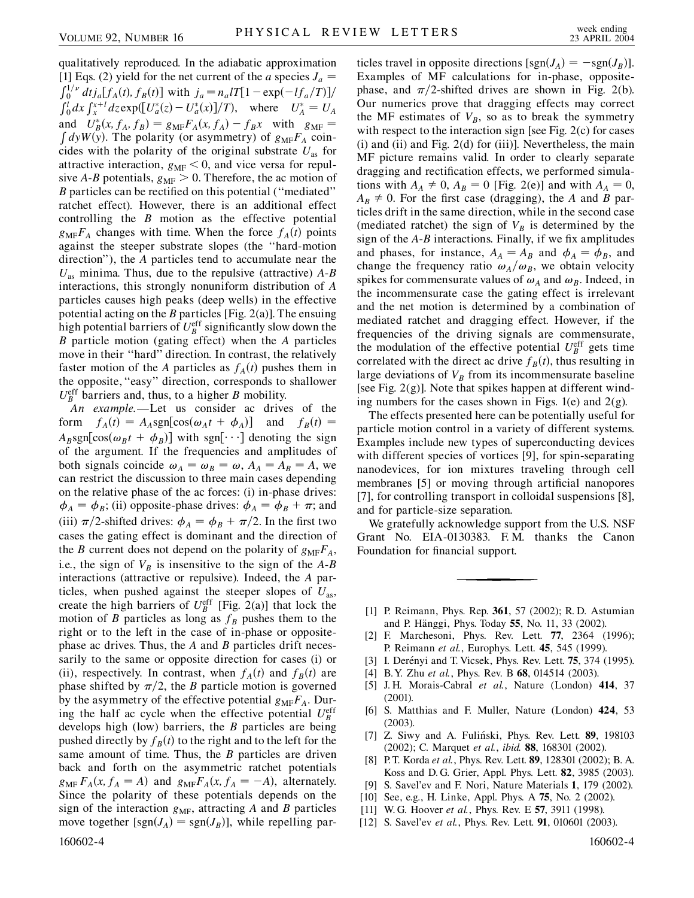qualitatively reproduced. In the adiabatic approximation [1] Eqs. (2) yield for the net current of the $a$ species $J_a = \int_0^{1/\nu} dt j_a[f_A(t), f_B(t)]$ with $j_a = n_a l T[1 - \exp(-l f_a/T)]/\int_0^l dx \int_x^{x+l} dz \exp([U_a^*(z) - U_a^*(x)]/T)$, where $U_A^* = U_A$ and $U_B^*(x, f_A, f_B) = g_{\rm MF} F_A(x, f_A) - f_B x$ with $g_{\rm MF} = \int dy W(y)$. The polarity (or asymmetry) of $g_{\rm MF} F_A$ coincides with the polarity of the original substrate $U_{\rm as}$ for attractive interaction, $g_{\rm MF} < 0$, and vice versa for repulsive $A$-$B$ potentials, $g_{\rm MF} > 0$. Therefore, the ac motion of $B$ particles can be rectified on this potential ("mediated" ratchet effect). However, there is an additional effect controlling the $B$ motion as the effective potential $g_{\rm MF} F_A$ changes with time. When the force $f_A(t)$ points against the steeper substrate slopes (the "hard-motion direction"), the $A$ particles tend to accumulate near the $U_{\rm as}$ minima. Thus, due to the repulsive (attractive) $A$-$B$ interactions, this strongly nonuniform distribution of $A$ particles causes high peaks (deep wells) in the effective potential acting on the $B$ particles [Fig. 2(a)]. The ensuing high potential barriers of $U_B^{\rm eff}$ significantly slow down the $B$ particle motion (gating effect) when the $A$ particles move in their "hard" direction. In contrast, the relatively faster motion of the $A$ particles as $f_A(t)$ pushes them in the opposite, "easy" direction, corresponds to shallower $U_B^{\rm eff}$ barriers and, thus, to a higher $B$ mobility.

*An example.*—Let us consider ac drives of the form $f_A(t) = A_A \mathrm{sgn}[\cos(\omega_A t + \phi_A)]$ and $f_B(t) = A_B \mathrm{sgn}[\cos(\omega_B t + \phi_B)]$ with $\mathrm{sgn}[\cdots]$ denoting the sign of the argument. If the frequencies and amplitudes of both signals coincide $\omega_A = \omega_B = \omega$, $A_A = A_B = A$, we can restrict the discussion to three main cases depending on the relative phase of the ac forces: (i) in-phase drives: $\phi_A = \phi_B$; (ii) opposite-phase drives: $\phi_A = \phi_B + \pi$; and (iii) $\pi/2$-shifted drives: $\phi_A = \phi_B + \pi/2$. In the first two cases the gating effect is dominant and the direction of the $B$ current does not depend on the polarity of $g_{\rm MF} F_A$, i.e., the sign of $V_B$ is insensitive to the sign of the $A$-$B$ interactions (attractive or repulsive). Indeed, the $A$ particles, when pushed against the steeper slopes of $U_{\rm as}$, create the high barriers of $U_B^{\rm eff}$ [Fig. 2(a)] that lock the motion of $B$ particles as long as $f_B$ pushes them to the right or to the left in the case of in-phase or opposite-phase ac drives. Thus, the $A$ and $B$ particles drift necessarily to the same or opposite direction for cases (i) or (ii), respectively. In contrast, when $f_A(t)$ and $f_B(t)$ are phase shifted by $\pi/2$, the $B$ particle motion is governed by the asymmetry of the effective potential $g_{\rm MF} F_A$. During the half ac cycle when the effective potential $U_B^{\rm eff}$ develops high (low) barriers, the $B$ particles are being pushed directly by $f_B(t)$ to the right and to the left for the same amount of time. Thus, the $B$ particles are driven back and forth on the asymmetric ratchet potentials $g_{\rm MF} F_A(x, f_A = A)$ and $g_{\rm MF} F_A(x, f_A = -A)$, alternately. Since the polarity of these potentials depends on the sign of the interaction $g_{\rm MF}$, attracting $A$ and $B$ particles move together $[\mathrm{sgn}(J_A) = \mathrm{sgn}(J_B)]$, while repelling particles travel in opposite directions $[\mathrm{sgn}(J_A) = -\mathrm{sgn}(J_B)]$. Examples of MF calculations for in-phase, opposite-phase, and $\pi/2$-shifted drives are shown in Fig. 2(b). Our numerics prove that dragging effects may correct the MF estimates of $V_B$, so as to break the symmetry with respect to the interaction sign [see Fig. 2(c) for cases (i) and (ii) and Fig. 2(d) for (iii)]. Nevertheless, the main MF picture remains valid. In order to clearly separate dragging and rectification effects, we performed simulations with $A_A \neq 0$, $A_B = 0$ [Fig. 2(e)] and with $A_A = 0$, $A_B \neq 0$. For the first case (dragging), the $A$ and $B$ particles drift in the same direction, while in the second case (mediated ratchet) the sign of $V_B$ is determined by the sign of the $A$-$B$ interactions. Finally, if we fix amplitudes and phases, for instance, $A_A = A_B$ and $\phi_A = \phi_B$, and change the frequency ratio $\omega_A/\omega_B$, we obtain velocity spikes for commensurate values of $\omega_A$ and $\omega_B$. Indeed, in the incommensurate case the gating effect is irrelevant and the net motion is determined by a combination of mediated ratchet and dragging effect. However, if the frequencies of the driving signals are commensurate, the modulation of the effective potential $U_B^{\rm eff}$ gets time correlated with the direct ac drive $f_B(t)$, thus resulting in large deviations of $V_B$ from its incommensurate baseline [see Fig. 2(g)]. Note that spikes happen at different winding numbers for the cases shown in Figs. 1(e) and 2(g).

The effects presented here can be potentially useful for particle motion control in a variety of different systems. Examples include new types of superconducting devices with different species of vortices [9], for spin-separating nanodevices, for ion mixtures traveling through cell membranes [5] or moving through artificial nanopores [7], for controlling transport in colloidal suspensions [8], and for particle-size separation.

We gratefully acknowledge support from the U.S. NSF Grant No. EIA-0130383. F. M. thanks the Canon Foundation for financial support.

---

[1] P. Reimann, Phys. Rep. **361**, 57 (2002); R. D. Astumian and P. Hänggi, Phys. Today **55**, No. 11, 33 (2002).
[2] F. Marchesoni, Phys. Rev. Lett. **77**, 2364 (1996); P. Reimann *et al.*, Europhys. Lett. **45**, 545 (1999).
[3] I. Derényi and T. Vicsek, Phys. Rev. Lett. **75**, 374 (1995).
[4] B. Y. Zhu *et al.*, Phys. Rev. B **68**, 014514 (2003).
[5] J. H. Morais-Cabral *et al.*, Nature (London) **414**, 37 (2001).
[6] S. Matthias and F. Muller, Nature (London) **424**, 53 (2003).
[7] Z. Siwy and A. Fuliński, Phys. Rev. Lett. **89**, 198103 (2002); C. Marquet *et al.*, *ibid.* **88**, 168301 (2002).
[8] P. T. Korda *et al.*, Phys. Rev. Lett. **89**, 128301 (2002); B. A. Koss and D. G. Grier, Appl. Phys. Lett. **82**, 3985 (2003).
[9] S. Savel'ev and F. Nori, Nature Materials **1**, 179 (2002).
[10] See, e.g., H. Linke, Appl. Phys. A **75**, No. 2 (2002).
[11] W. G. Hoover *et al.*, Phys. Rev. E **57**, 3911 (1998).
[12] S. Savel'ev *et al.*, Phys. Rev. Lett. **91**, 010601 (2003).